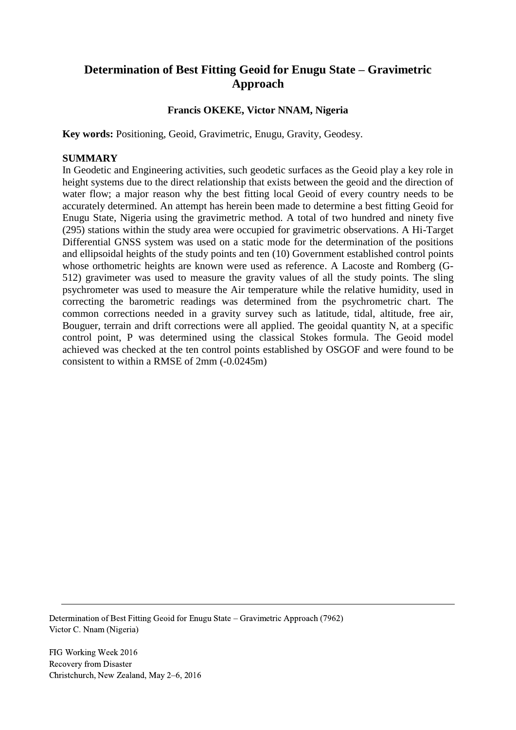# Determination of Best Fitting Geoid for Enugu State – Gravimetric Approach

**Francis OKEKE, Victor NNAM, Nigeria**

**Key words:** Positioning, Geoid, Gravimetric, Enugu, Gravity, Geodesy.

## SUMMARY

In Geodetic and Engineering activities, such geodetic surfaces as the Geoid play a key role in height systems due to the direct relationship that exists between the geoid and the direction of water flow; a major reason why the best fitting local Geoid of every country needs to be accurately determined. An attempt has herein been made to determine a best fitting Geoid for Enugu State, Nigeria using the gravimetric method. A total of two hundred and ninety five (295) stations within the study area were occupied for gravimetric observations. A Hi-Target Differential GNSS system was used on a static mode for the determination of the positions and ellipsoidal heights of the study points and ten (10) Government established control points whose orthometric heights are known were used as reference. A Lacoste and Romberg (G-512) gravimeter was used to measure the gravity values of all the study points. The sling psychrometer was used to measure the Air temperature while the relative humidity, used in correcting the barometric readings was determined from the psychrometric chart. The common corrections needed in a gravity survey such as latitude, tidal, altitude, free air, Bouguer, terrain and drift corrections were all applied. The geoidal quantity N, at a specific control point, P was determined using the classical Stokes formula. The Geoid model achieved was checked at the ten control points established by OSGOF and were found to be consistent to within a RMSE of 2mm (-0.0245m)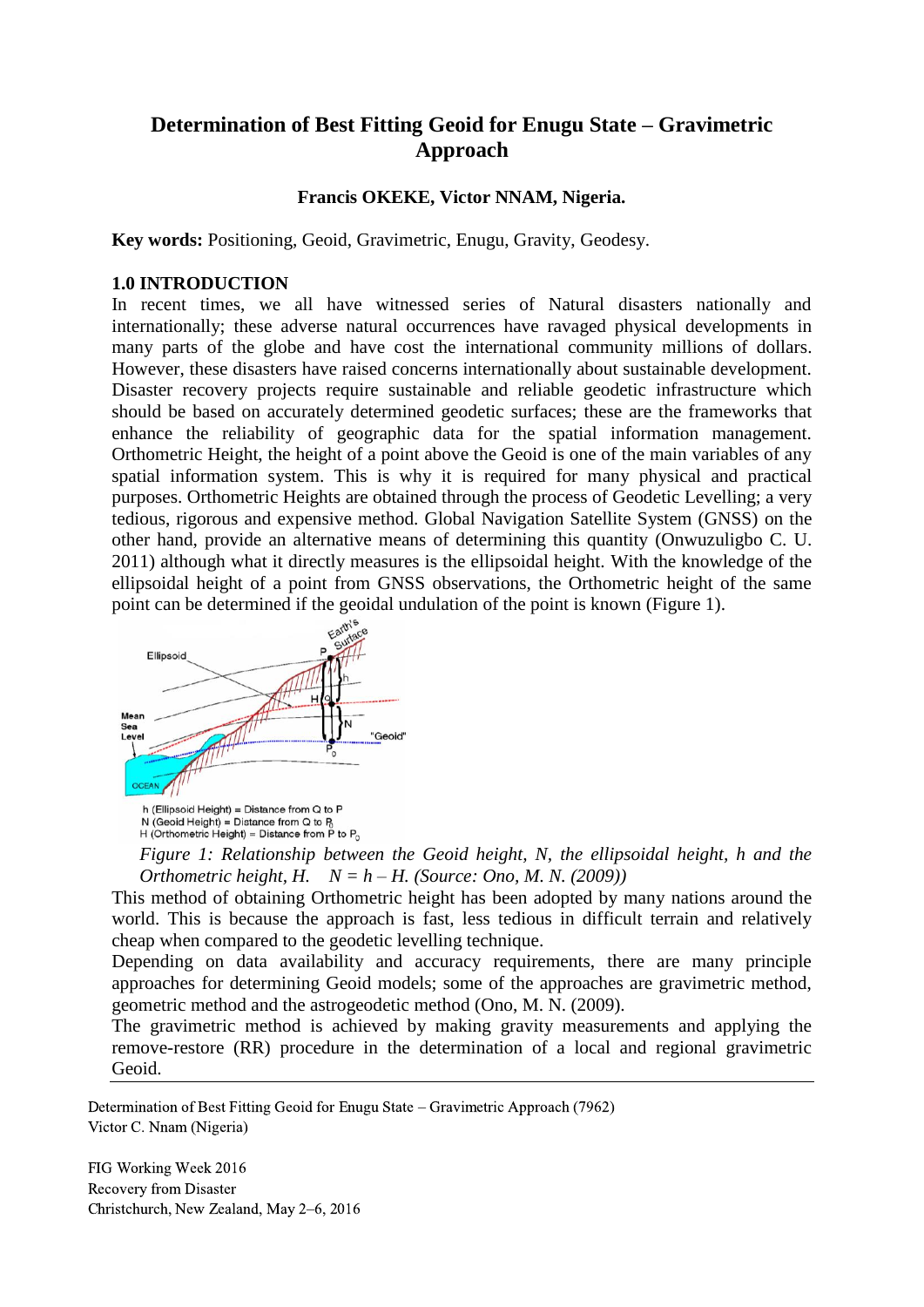# Determination of Best Fitting Geoid for Enugu State – Gravimetric Approach

**Francis OKEKE, Victor NNAM, Nigeria.**

**Key words:** Positioning, Geoid, Gravimetric, Enugu, Gravity, Geodesy.

## 1.0 INTRODUCTION

In recent times, we all have witnessed series of Natural disasters nationally and internationally; these adverse natural occurrences have ravaged physical developments in many parts of the globe and have cost the international community millions of dollars. However, these disasters have raised concerns internationally about sustainable development. Disaster recovery projects require sustainable and reliable geodetic infrastructure which should be based on accurately determined geodetic surfaces; these are the frameworks that enhance the reliability of geographic data for the spatial information management. Orthometric Height, the height of a point above the Geoid is one of the main variables of any spatial information system. This is why it is required for many physical and practical purposes. Orthometric Heights are obtained through the process of Geodetic Levelling; a very tedious, rigorous and expensive method. Global Navigation Satellite System (GNSS) on the other hand, provide an alternative means of determining this quantity (Onwuzuligbo C. U. 2011) although what it directly measures is the ellipsoidal height. With the knowledge of the ellipsoidal height of a point from GNSS observations, the Orthometric height of the same point can be determined if the geoidal undulation of the point is known (Figure 1).

h (Ellipsoid Height) = Distance from Q to P
N (Geoid Height) = Distance from Q to $P_0$
H (Orthometric Height) = Distance from P to $P_0$

*Figure 1: Relationship between the Geoid height, N, the ellipsoidal height, h and the Orthometric height, H. $N = h - H$. (Source: Ono, M. N. (2009))*

This method of obtaining Orthometric height has been adopted by many nations around the world. This is because the approach is fast, less tedious in difficult terrain and relatively cheap when compared to the geodetic levelling technique.

Depending on data availability and accuracy requirements, there are many principle approaches for determining Geoid models; some of the approaches are gravimetric method, geometric method and the astrogeodetic method (Ono, M. N. (2009).

The gravimetric method is achieved by making gravity measurements and applying the remove-restore (RR) procedure in the determination of a local and regional gravimetric Geoid.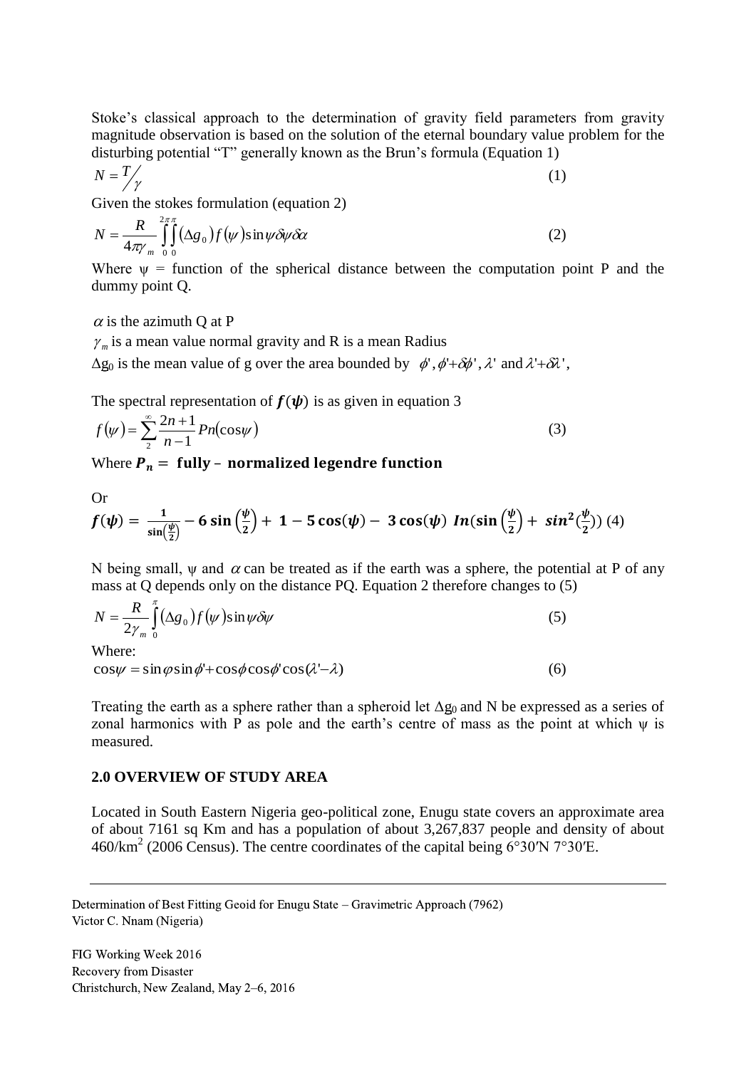Stoke's classical approach to the determination of gravity field parameters from gravity magnitude observation is based on the solution of the eternal boundary value problem for the disturbing potential "T" generally known as the Brun's formula (Equation 1)

$$N = T/\gamma \tag{1}$$

Given the stokes formulation (equation 2)

$$N = \frac{R}{4\pi\gamma_m}\int_0^{2\pi}\int_0^{\pi}(\Delta g_0)f(\psi)\sin\psi\delta\psi\delta\alpha \tag{2}$$

Where $\psi$ = function of the spherical distance between the computation point P and the dummy point Q.

$\alpha$ is the azimuth Q at P

$\gamma_m$ is a mean value normal gravity and R is a mean Radius

$\Delta g_0$ is the mean value of g over the area bounded by $\phi', \phi'+\delta\phi', \lambda'$ and $\lambda'+\delta\lambda'$,

The spectral representation of $\boldsymbol{f(\psi)}$ is as given in equation 3

$$f(\psi) = \sum_{2}^{\infty}\frac{2n+1}{n-1}Pn(\cos\psi) \tag{3}$$

Where $\boldsymbol{P_n} = \textbf{fully – normalized legendre function}$

Or

$$\boldsymbol{f(\psi) = \frac{1}{\sin\left(\frac{\psi}{2}\right)} - 6\sin\left(\frac{\psi}{2}\right) + 1 - 5\cos(\psi) - 3\cos(\psi)\ In\left(\sin\left(\frac{\psi}{2}\right) + sin^2\left(\frac{\psi}{2}\right)\right)} \tag{4}$$

N being small, $\psi$ and $\alpha$ can be treated as if the earth was a sphere, the potential at P of any mass at Q depends only on the distance PQ. Equation 2 therefore changes to (5)

$$N = \frac{R}{2\gamma_m}\int_0^{\pi}(\Delta g_0)f(\psi)\sin\psi\delta\psi \tag{5}$$

Where:

$$\cos\psi = \sin\varphi\sin\phi' + \cos\phi\cos\phi'\cos(\lambda'-\lambda) \tag{6}$$

Treating the earth as a sphere rather than a spheroid let $\Delta g_0$ and N be expressed as a series of zonal harmonics with P as pole and the earth's centre of mass as the point at which $\psi$ is measured.

## 2.0 OVERVIEW OF STUDY AREA

Located in South Eastern Nigeria geo-political zone, Enugu state covers an approximate area of about 7161 sq Km and has a population of about 3,267,837 people and density of about 460/km$^2$ (2006 Census). The centre coordinates of the capital being 6°30′N 7°30′E.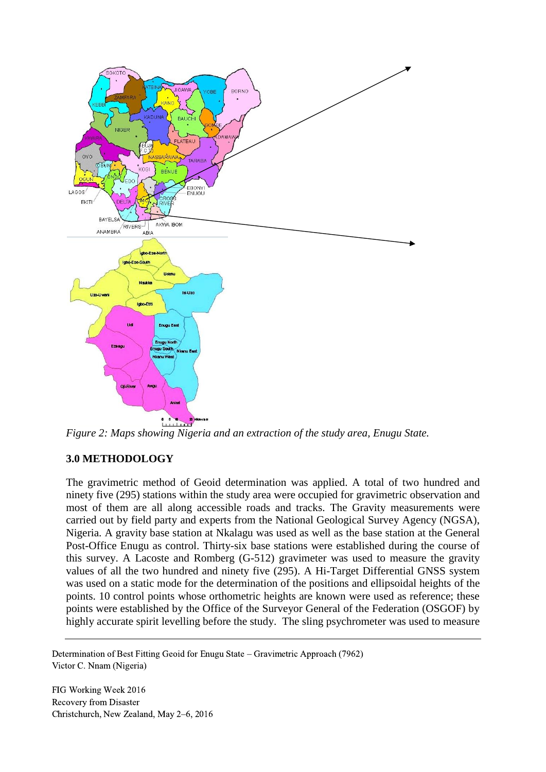*Figure 2: Maps showing Nigeria and an extraction of the study area, Enugu State.*

### 3.0 METHODOLOGY

The gravimetric method of Geoid determination was applied. A total of two hundred and ninety five (295) stations within the study area were occupied for gravimetric observation and most of them are all along accessible roads and tracks. The Gravity measurements were carried out by field party and experts from the National Geological Survey Agency (NGSA), Nigeria. A gravity base station at Nkalagu was used as well as the base station at the General Post-Office Enugu as control. Thirty-six base stations were established during the course of this survey. A Lacoste and Romberg (G-512) gravimeter was used to measure the gravity values of all the two hundred and ninety five (295). A Hi-Target Differential GNSS system was used on a static mode for the determination of the positions and ellipsoidal heights of the points. 10 control points whose orthometric heights are known were used as reference; these points were established by the Office of the Surveyor General of the Federation (OSGOF) by highly accurate spirit levelling before the study. The sling psychrometer was used to measure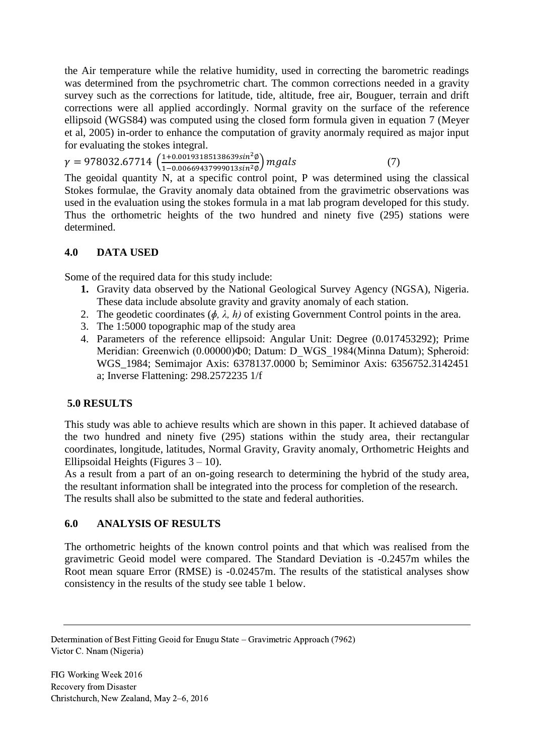the Air temperature while the relative humidity, used in correcting the barometric readings was determined from the psychrometric chart. The common corrections needed in a gravity survey such as the corrections for latitude, tide, altitude, free air, Bouguer, terrain and drift corrections were all applied accordingly. Normal gravity on the surface of the reference ellipsoid (WGS84) was computed using the closed form formula given in equation 7 (Meyer et al, 2005) in-order to enhance the computation of gravity anormaly required as major input for evaluating the stokes integral.

$$\gamma = 978032.67714 \left(\frac{1+0.00193185138639 sin^2\emptyset}{1-0.00669437999013 sin^2\emptyset}\right) mgals \tag{7}$$

The geoidal quantity N, at a specific control point, P was determined using the classical Stokes formulae, the Gravity anomaly data obtained from the gravimetric observations was used in the evaluation using the stokes formula in a mat lab program developed for this study. Thus the orthometric heights of the two hundred and ninety five (295) stations were determined.

## 4.0 DATA USED

Some of the required data for this study include:

1. Gravity data observed by the National Geological Survey Agency (NGSA), Nigeria. These data include absolute gravity and gravity anomaly of each station.
2. The geodetic coordinates ($\phi$, $\lambda$, $h$) of existing Government Control points in the area.
3. The 1:5000 topographic map of the study area
4. Parameters of the reference ellipsoid: Angular Unit: Degree (0.017453292); Prime Meridian: Greenwich (0.00000)Φ0; Datum: D_WGS_1984(Minna Datum); Spheroid: WGS_1984; Semimajor Axis: 6378137.0000 b; Semiminor Axis: 6356752.3142451 a; Inverse Flattening: 298.2572235 1/f

## 5.0 RESULTS

This study was able to achieve results which are shown in this paper. It achieved database of the two hundred and ninety five (295) stations within the study area, their rectangular coordinates, longitude, latitudes, Normal Gravity, Gravity anomaly, Orthometric Heights and Ellipsoidal Heights (Figures 3 – 10).

As a result from a part of an on-going research to determining the hybrid of the study area, the resultant information shall be integrated into the process for completion of the research.

The results shall also be submitted to the state and federal authorities.

## 6.0 ANALYSIS OF RESULTS

The orthometric heights of the known control points and that which was realised from the gravimetric Geoid model were compared. The Standard Deviation is -0.2457m whiles the Root mean square Error (RMSE) is -0.02457m. The results of the statistical analyses show consistency in the results of the study see table 1 below.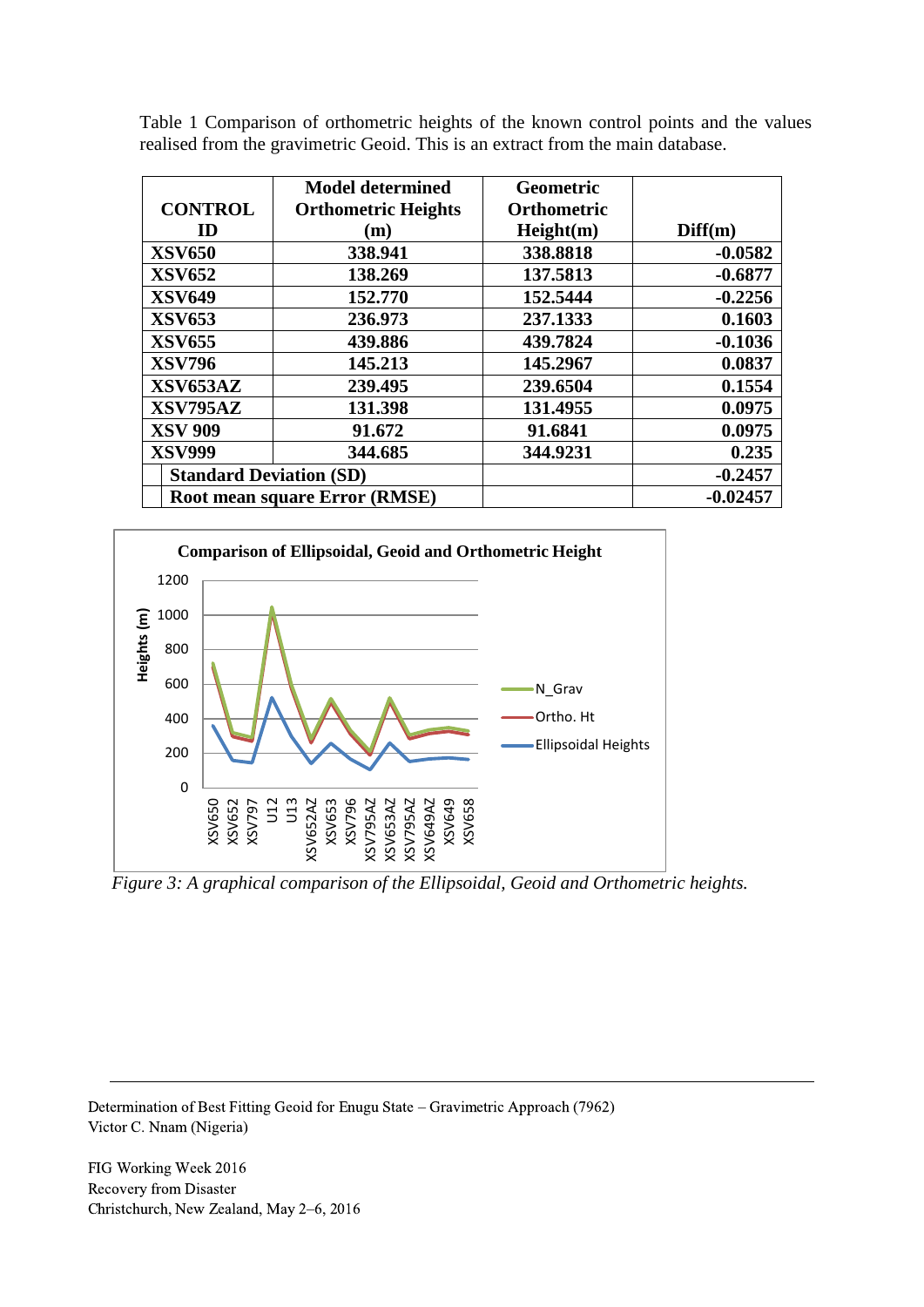Table 1 Comparison of orthometric heights of the known control points and the values realised from the gravimetric Geoid. This is an extract from the main database.

| CONTROL ID | Model determined Orthometric Heights (m) | Geometric Orthometric Height(m) | Diff(m) |
|---|---|---|---|
| **XSV650** | **338.941** | **338.8818** | **-0.0582** |
| **XSV652** | **138.269** | **137.5813** | **-0.6877** |
| **XSV649** | **152.770** | **152.5444** | **-0.2256** |
| **XSV653** | **236.973** | **237.1333** | **0.1603** |
| **XSV655** | **439.886** | **439.7824** | **-0.1036** |
| **XSV796** | **145.213** | **145.2967** | **0.0837** |
| **XSV653AZ** | **239.495** | **239.6504** | **0.1554** |
| **XSV795AZ** | **131.398** | **131.4955** | **0.0975** |
| **XSV 909** | **91.672** | **91.6841** | **0.0975** |
| **XSV999** | **344.685** | **344.9231** | **0.235** |
| **Standard Deviation (SD)** | | | **-0.2457** |
| **Root mean square Error (RMSE)** | | | **-0.02457** |

*Figure 3: A graphical comparison of the Ellipsoidal, Geoid and Orthometric heights.*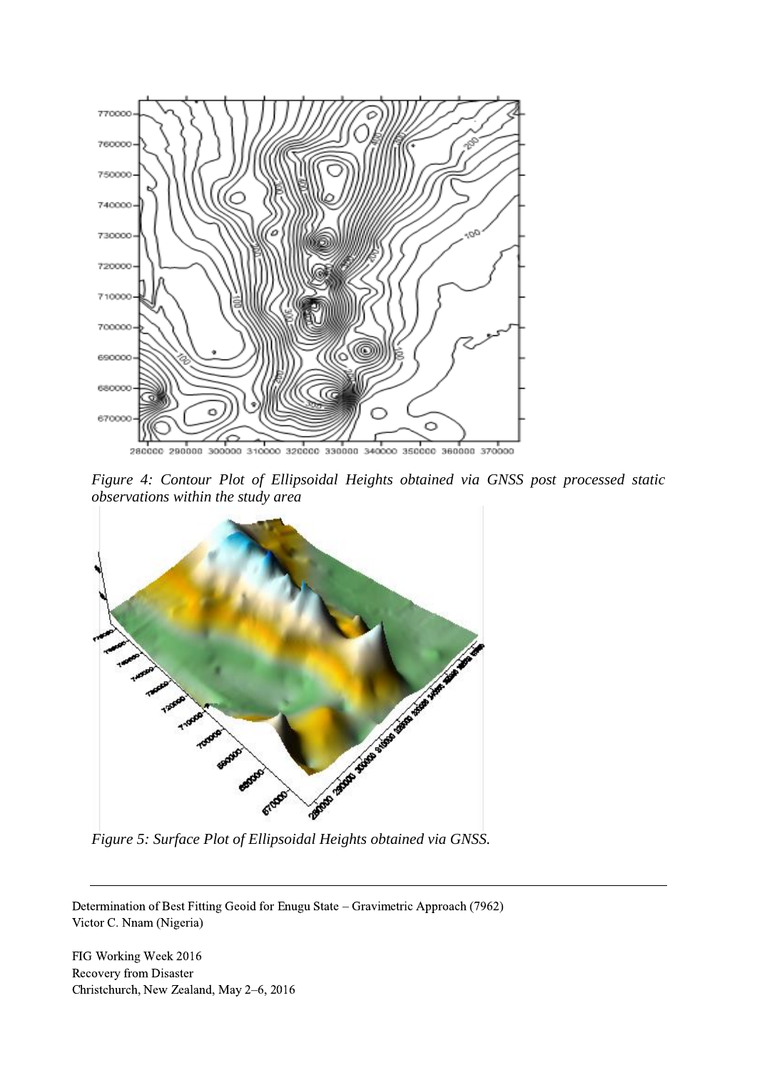*Figure 4: Contour Plot of Ellipsoidal Heights obtained via GNSS post processed static observations within the study area*

*Figure 5: Surface Plot of Ellipsoidal Heights obtained via GNSS.*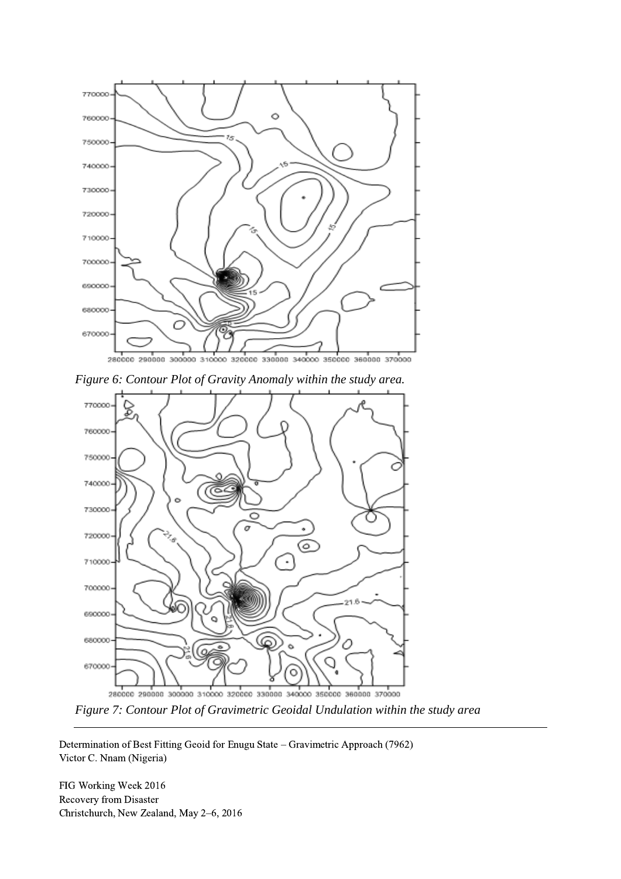Figure 6: Contour Plot of Gravity Anomaly within the study area.

Figure 7: Contour Plot of Gravimetric Geoidal Undulation within the study area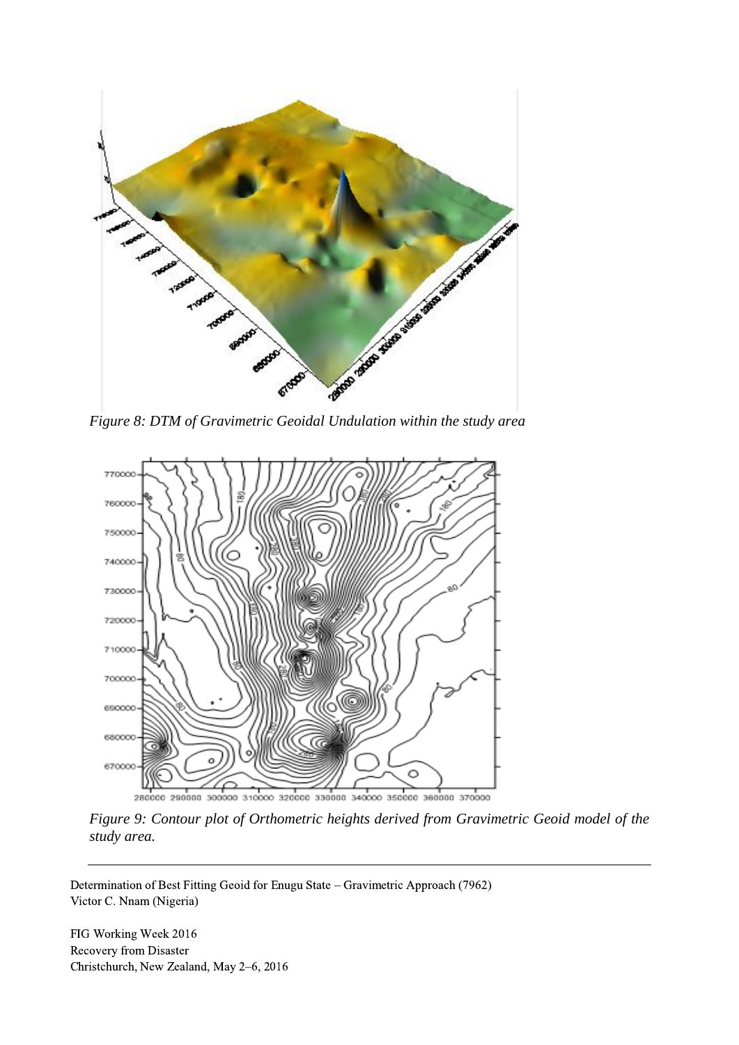*Figure 8: DTM of Gravimetric Geoidal Undulation within the study area*

*Figure 9: Contour plot of Orthometric heights derived from Gravimetric Geoid model of the study area.*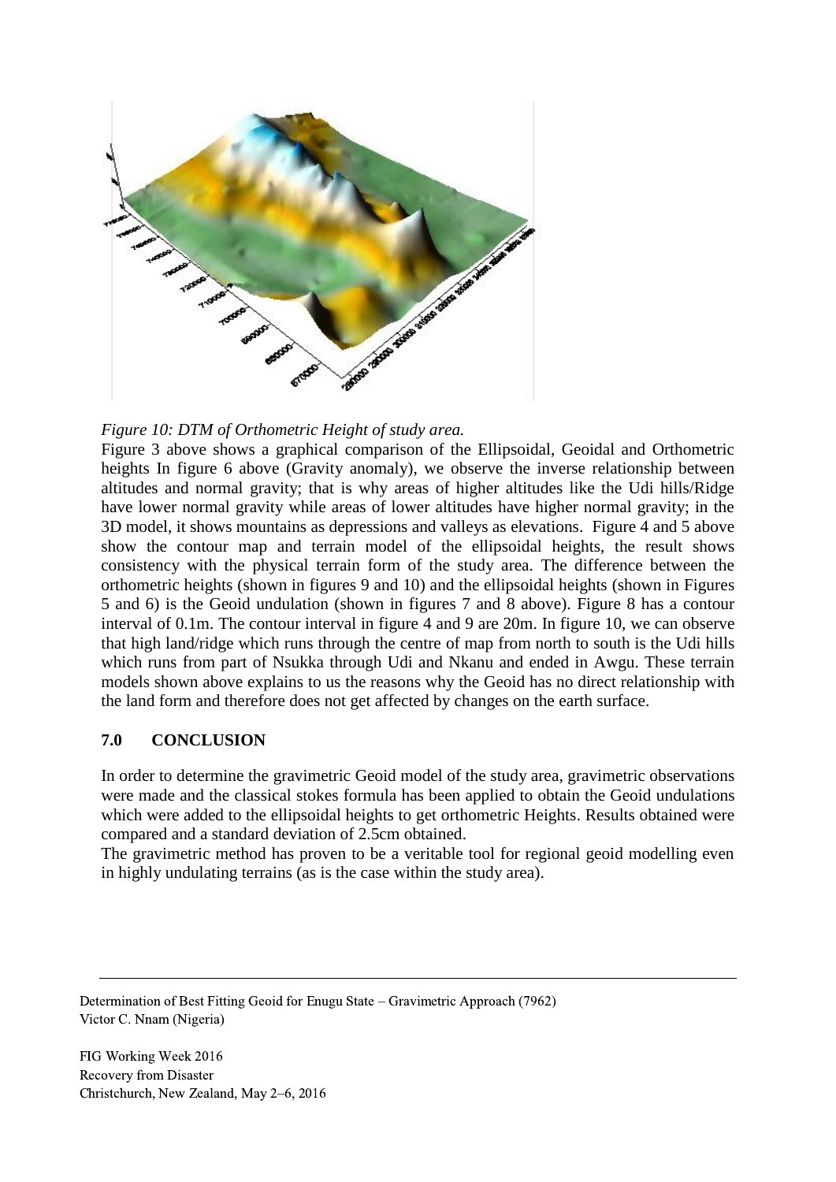*Figure 10: DTM of Orthometric Height of study area.*

Figure 3 above shows a graphical comparison of the Ellipsoidal, Geoidal and Orthometric heights In figure 6 above (Gravity anomaly), we observe the inverse relationship between altitudes and normal gravity; that is why areas of higher altitudes like the Udi hills/Ridge have lower normal gravity while areas of lower altitudes have higher normal gravity; in the 3D model, it shows mountains as depressions and valleys as elevations. Figure 4 and 5 above show the contour map and terrain model of the ellipsoidal heights, the result shows consistency with the physical terrain form of the study area. The difference between the orthometric heights (shown in figures 9 and 10) and the ellipsoidal heights (shown in Figures 5 and 6) is the Geoid undulation (shown in figures 7 and 8 above). Figure 8 has a contour interval of 0.1m. The contour interval in figure 4 and 9 are 20m. In figure 10, we can observe that high land/ridge which runs through the centre of map from north to south is the Udi hills which runs from part of Nsukka through Udi and Nkanu and ended in Awgu. These terrain models shown above explains to us the reasons why the Geoid has no direct relationship with the land form and therefore does not get affected by changes on the earth surface.

## 7.0 CONCLUSION

In order to determine the gravimetric Geoid model of the study area, gravimetric observations were made and the classical stokes formula has been applied to obtain the Geoid undulations which were added to the ellipsoidal heights to get orthometric Heights. Results obtained were compared and a standard deviation of 2.5cm obtained.

The gravimetric method has proven to be a veritable tool for regional geoid modelling even in highly undulating terrains (as is the case within the study area).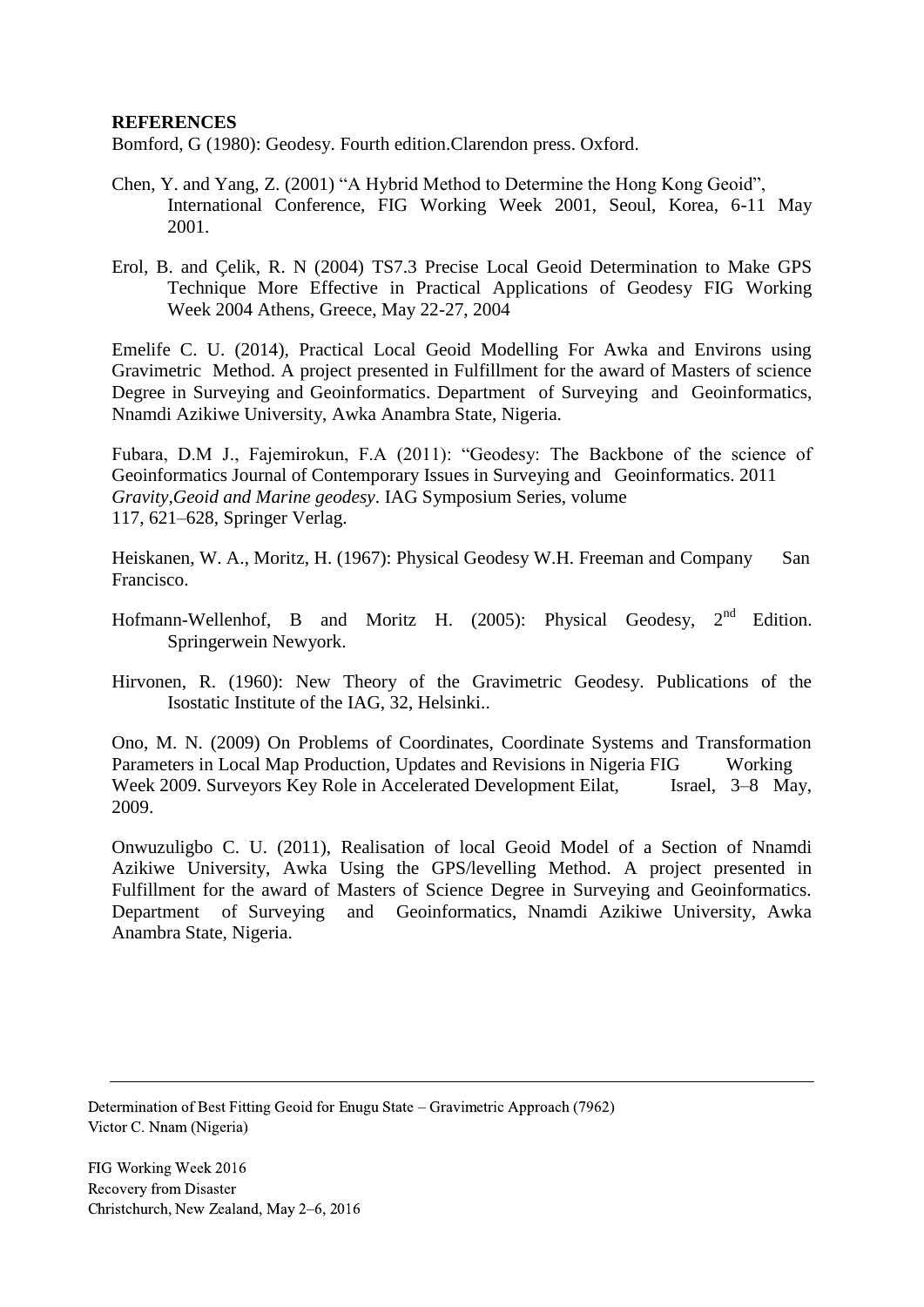**REFERENCES**

Bomford, G (1980): Geodesy. Fourth edition.Clarendon press. Oxford.

Chen, Y. and Yang, Z. (2001) “A Hybrid Method to Determine the Hong Kong Geoid”, International Conference, FIG Working Week 2001, Seoul, Korea, 6-11 May 2001.

Erol, B. and Çelik, R. N (2004) TS7.3 Precise Local Geoid Determination to Make GPS Technique More Effective in Practical Applications of Geodesy FIG Working Week 2004 Athens, Greece, May 22-27, 2004

Emelife C. U. (2014), Practical Local Geoid Modelling For Awka and Environs using Gravimetric Method. A project presented in Fulfillment for the award of Masters of science Degree in Surveying and Geoinformatics. Department of Surveying and Geoinformatics, Nnamdi Azikiwe University, Awka Anambra State, Nigeria.

Fubara, D.M J., Fajemirokun, F.A (2011): “Geodesy: The Backbone of the science of Geoinformatics Journal of Contemporary Issues in Surveying and Geoinformatics. 2011 *Gravity,Geoid and Marine geodesy*. IAG Symposium Series, volume 117, 621–628, Springer Verlag.

Heiskanen, W. A., Moritz, H. (1967): Physical Geodesy W.H. Freeman and Company San Francisco.

Hofmann-Wellenhof, B and Moritz H. (2005): Physical Geodesy, 2nd Edition. Springerwein Newyork.

Hirvonen, R. (1960): New Theory of the Gravimetric Geodesy. Publications of the Isostatic Institute of the IAG, 32, Helsinki..

Ono, M. N. (2009) On Problems of Coordinates, Coordinate Systems and Transformation Parameters in Local Map Production, Updates and Revisions in Nigeria FIG Working Week 2009. Surveyors Key Role in Accelerated Development Eilat, Israel, 3–8 May, 2009.

Onwuzuligbo C. U. (2011), Realisation of local Geoid Model of a Section of Nnamdi Azikiwe University, Awka Using the GPS/levelling Method. A project presented in Fulfillment for the award of Masters of Science Degree in Surveying and Geoinformatics. Department of Surveying and Geoinformatics, Nnamdi Azikiwe University, Awka Anambra State, Nigeria.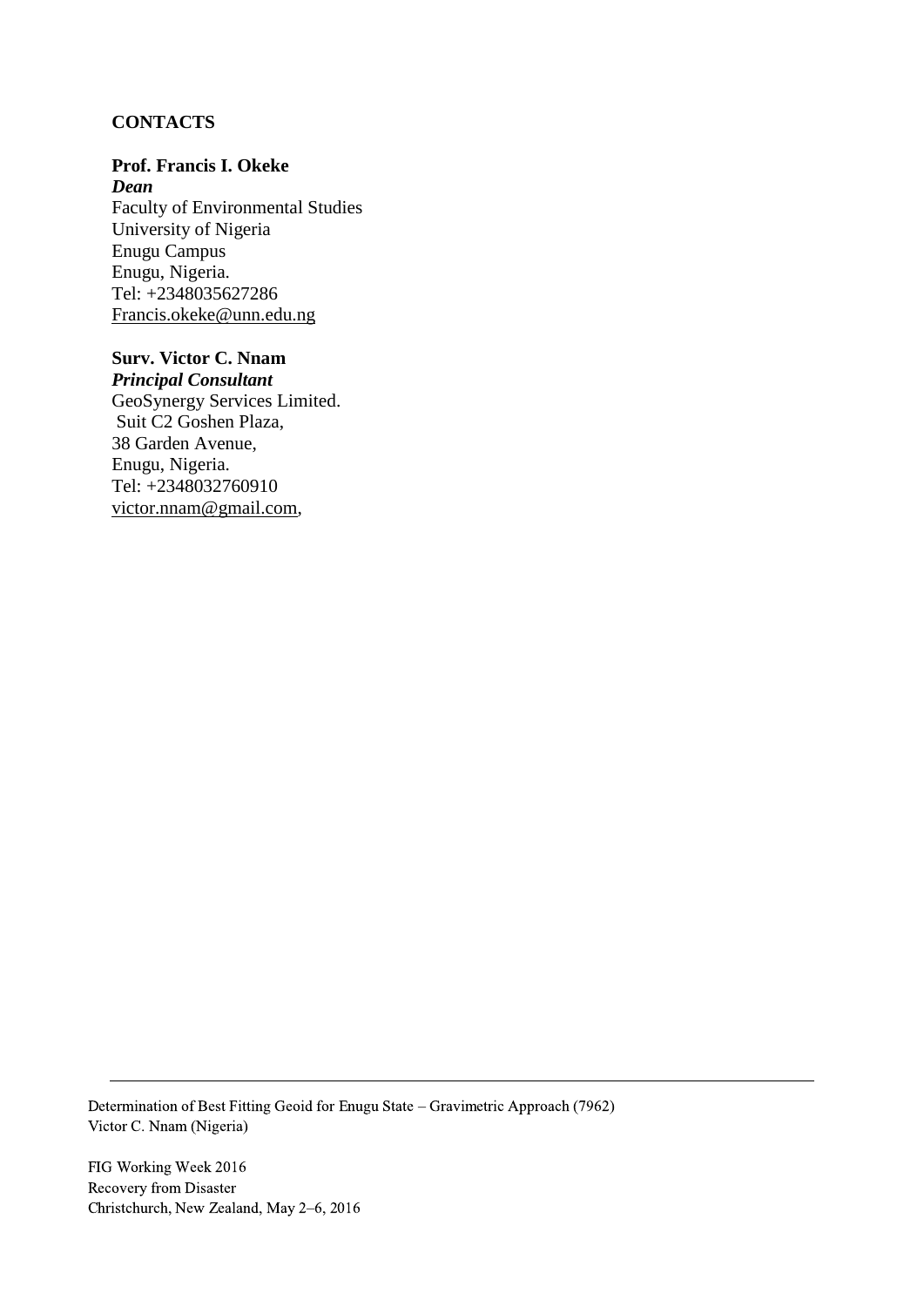## CONTACTS

**Prof. Francis I. Okeke**
***Dean***
Faculty of Environmental Studies
University of Nigeria
Enugu Campus
Enugu, Nigeria.
Tel: +2348035627286
Francis.okeke@unn.edu.ng

**Surv. Victor C. Nnam**
***Principal Consultant***
GeoSynergy Services Limited.
Suit C2 Goshen Plaza,
38 Garden Avenue,
Enugu, Nigeria.
Tel: +2348032760910
victor.nnam@gmail.com,